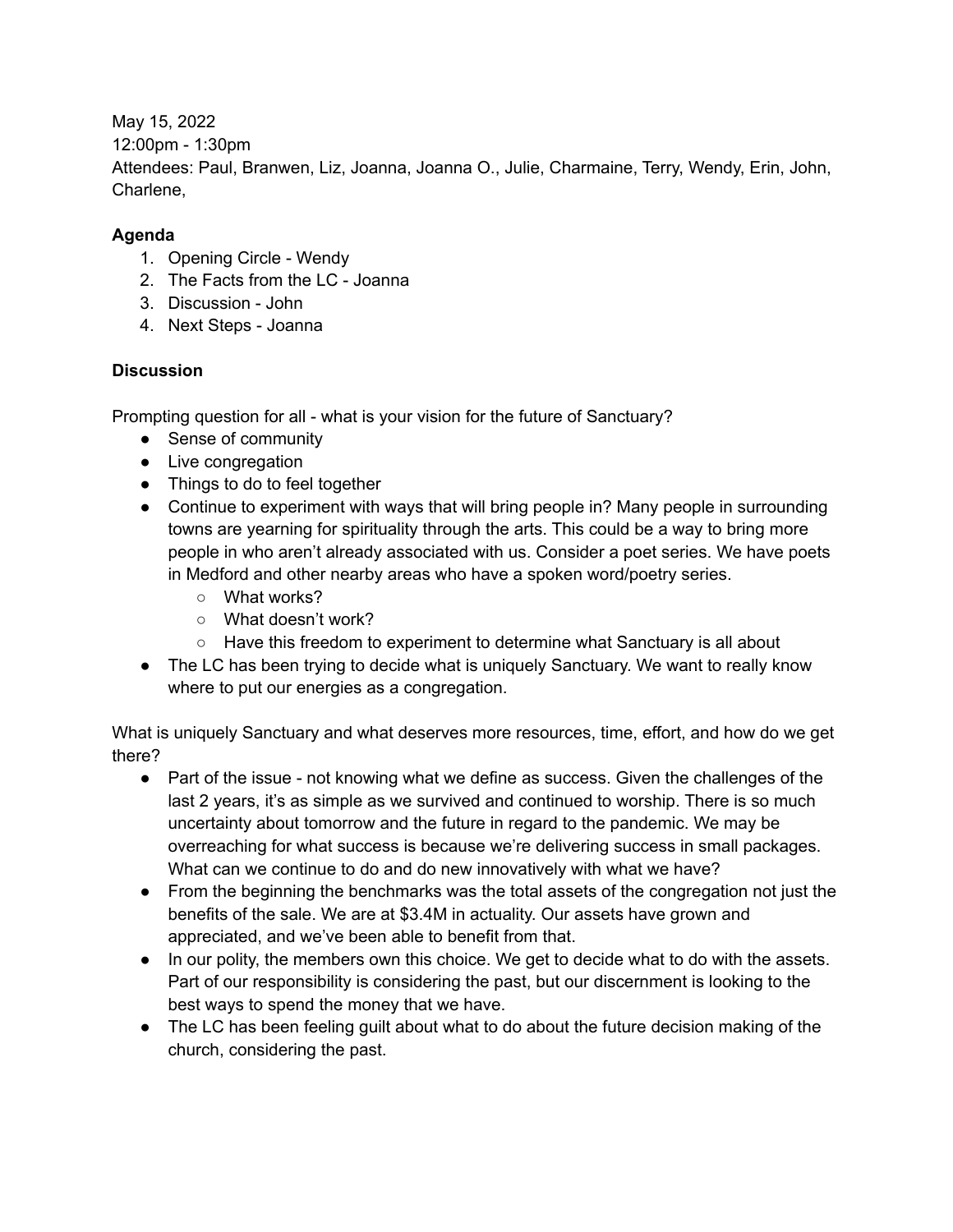May 15, 2022
12:00pm - 1:30pm
Attendees: Paul, Branwen, Liz, Joanna, Joanna O., Julie, Charmaine, Terry, Wendy, Erin, John, Charlene,

**Agenda**

1. Opening Circle - Wendy
2. The Facts from the LC - Joanna
3. Discussion - John
4. Next Steps - Joanna

**Discussion**

Prompting question for all - what is your vision for the future of Sanctuary?

- Sense of community
- Live congregation
- Things to do to feel together
- Continue to experiment with ways that will bring people in? Many people in surrounding towns are yearning for spirituality through the arts. This could be a way to bring more people in who aren't already associated with us. Consider a poet series. We have poets in Medford and other nearby areas who have a spoken word/poetry series.
    - What works?
    - What doesn't work?
    - Have this freedom to experiment to determine what Sanctuary is all about
- The LC has been trying to decide what is uniquely Sanctuary. We want to really know where to put our energies as a congregation.

What is uniquely Sanctuary and what deserves more resources, time, effort, and how do we get there?

- Part of the issue - not knowing what we define as success. Given the challenges of the last 2 years, it's as simple as we survived and continued to worship. There is so much uncertainty about tomorrow and the future in regard to the pandemic. We may be overreaching for what success is because we're delivering success in small packages. What can we continue to do and do new innovatively with what we have?
- From the beginning the benchmarks was the total assets of the congregation not just the benefits of the sale. We are at $3.4M in actuality. Our assets have grown and appreciated, and we've been able to benefit from that.
- In our polity, the members own this choice. We get to decide what to do with the assets. Part of our responsibility is considering the past, but our discernment is looking to the best ways to spend the money that we have.
- The LC has been feeling guilt about what to do about the future decision making of the church, considering the past.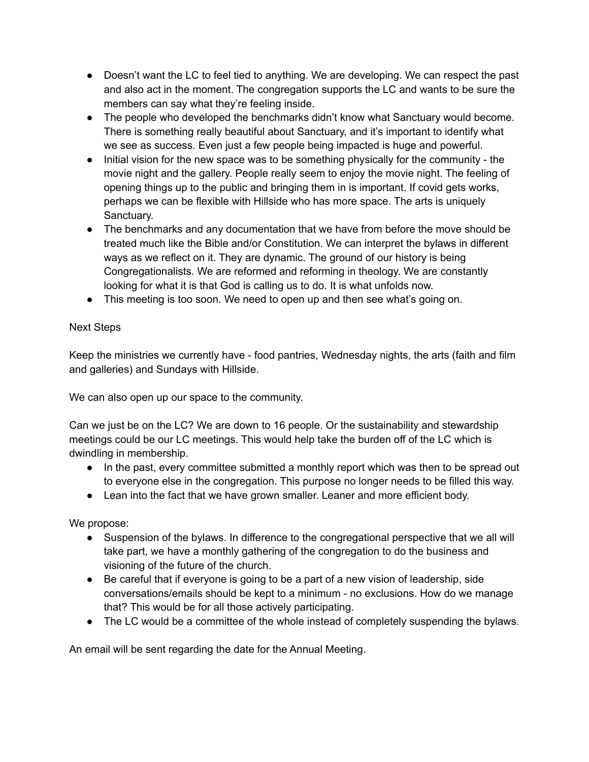- Doesn't want the LC to feel tied to anything. We are developing. We can respect the past and also act in the moment. The congregation supports the LC and wants to be sure the members can say what they're feeling inside.
- The people who developed the benchmarks didn't know what Sanctuary would become. There is something really beautiful about Sanctuary, and it's important to identify what we see as success. Even just a few people being impacted is huge and powerful.
- Initial vision for the new space was to be something physically for the community - the movie night and the gallery. People really seem to enjoy the movie night. The feeling of opening things up to the public and bringing them in is important. If covid gets works, perhaps we can be flexible with Hillside who has more space. The arts is uniquely Sanctuary.
- The benchmarks and any documentation that we have from before the move should be treated much like the Bible and/or Constitution. We can interpret the bylaws in different ways as we reflect on it. They are dynamic. The ground of our history is being Congregationalists. We are reformed and reforming in theology. We are constantly looking for what it is that God is calling us to do. It is what unfolds now.
- This meeting is too soon. We need to open up and then see what's going on.

Next Steps

Keep the ministries we currently have - food pantries, Wednesday nights, the arts (faith and film and galleries) and Sundays with Hillside.

We can also open up our space to the community.

Can we just be on the LC? We are down to 16 people. Or the sustainability and stewardship meetings could be our LC meetings. This would help take the burden off of the LC which is dwindling in membership.

- In the past, every committee submitted a monthly report which was then to be spread out to everyone else in the congregation. This purpose no longer needs to be filled this way.
- Lean into the fact that we have grown smaller. Leaner and more efficient body.

We propose:

- Suspension of the bylaws. In difference to the congregational perspective that we all will take part, we have a monthly gathering of the congregation to do the business and visioning of the future of the church.
- Be careful that if everyone is going to be a part of a new vision of leadership, side conversations/emails should be kept to a minimum - no exclusions. How do we manage that? This would be for all those actively participating.
- The LC would be a committee of the whole instead of completely suspending the bylaws.

An email will be sent regarding the date for the Annual Meeting.